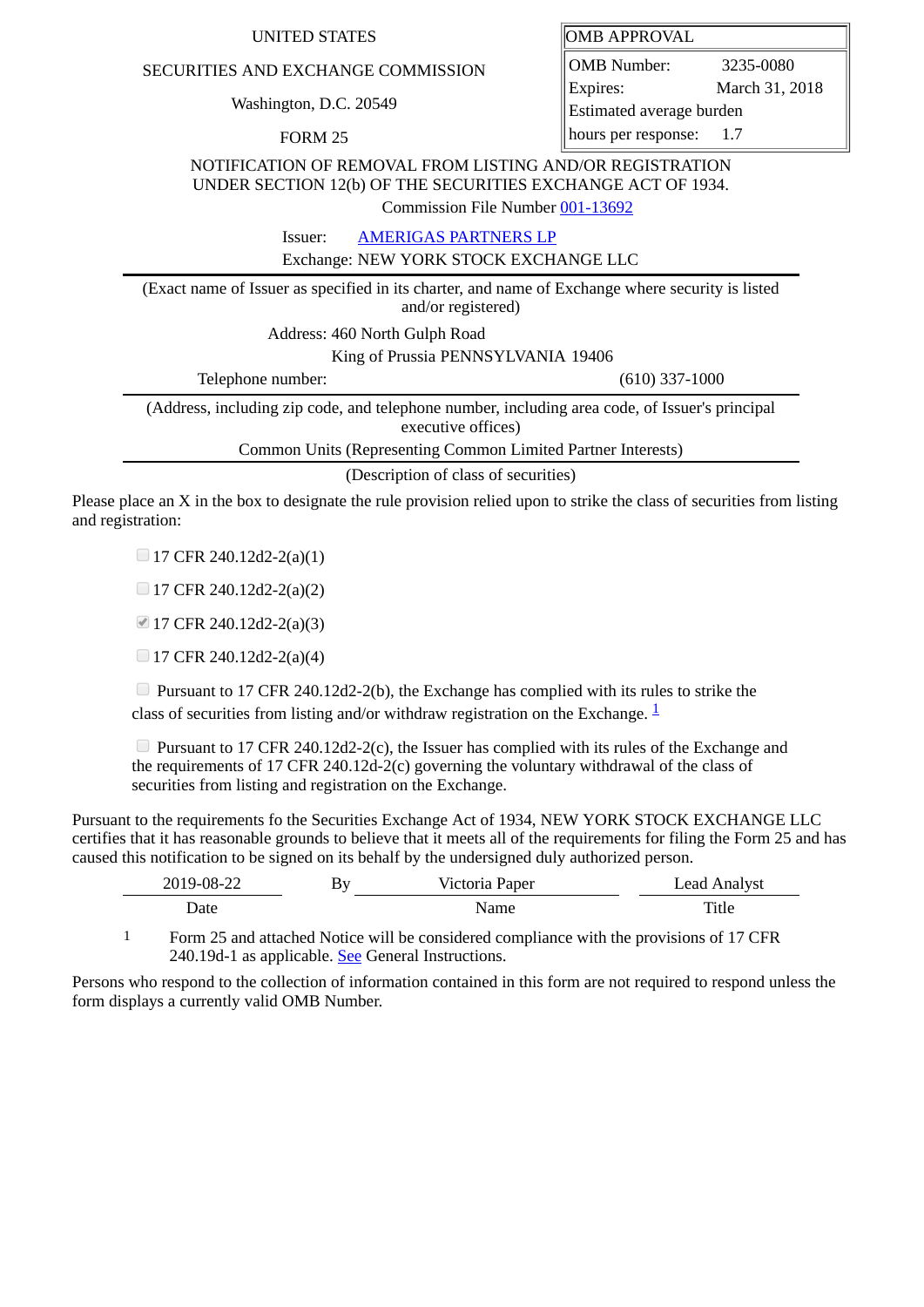UNITED STATES

SECURITIES AND EXCHANGE COMMISSION

Washington, D.C. 20549

FORM 25

| OMB APPROVAL | |
|---|---|
| OMB Number: | 3235-0080 |
| Expires: | March 31, 2018 |
| Estimated average burden hours per response: | 1.7 |

NOTIFICATION OF REMOVAL FROM LISTING AND/OR REGISTRATION UNDER SECTION 12(b) OF THE SECURITIES EXCHANGE ACT OF 1934.

Commission File Number 001-13692

Issuer: AMERIGAS PARTNERS LP

Exchange: NEW YORK STOCK EXCHANGE LLC

(Exact name of Issuer as specified in its charter, and name of Exchange where security is listed and/or registered)

Address: 460 North Gulph Road

King of Prussia PENNSYLVANIA 19406

Telephone number: (610) 337-1000

(Address, including zip code, and telephone number, including area code, of Issuer's principal executive offices)

Common Units (Representing Common Limited Partner Interests)

(Description of class of securities)

Please place an X in the box to designate the rule provision relied upon to strike the class of securities from listing and registration:

- [ ] 17 CFR 240.12d2-2(a)(1)
- [ ] 17 CFR 240.12d2-2(a)(2)
- [x] 17 CFR 240.12d2-2(a)(3)
- [ ] 17 CFR 240.12d2-2(a)(4)
- [ ] Pursuant to 17 CFR 240.12d2-2(b), the Exchange has complied with its rules to strike the class of securities from listing and/or withdraw registration on the Exchange. [1]
- [ ] Pursuant to 17 CFR 240.12d2-2(c), the Issuer has complied with its rules of the Exchange and the requirements of 17 CFR 240.12d-2(c) governing the voluntary withdrawal of the class of securities from listing and registration on the Exchange.

Pursuant to the requirements fo the Securities Exchange Act of 1934, NEW YORK STOCK EXCHANGE LLC certifies that it has reasonable grounds to believe that it meets all of the requirements for filing the Form 25 and has caused this notification to be signed on its behalf by the undersigned duly authorized person.

| 2019-08-22 | By | Victoria Paper | Lead Analyst |
|---|---|---|---|
| Date | | Name | Title |

[1] Form 25 and attached Notice will be considered compliance with the provisions of 17 CFR 240.19d-1 as applicable. See General Instructions.

Persons who respond to the collection of information contained in this form are not required to respond unless the form displays a currently valid OMB Number.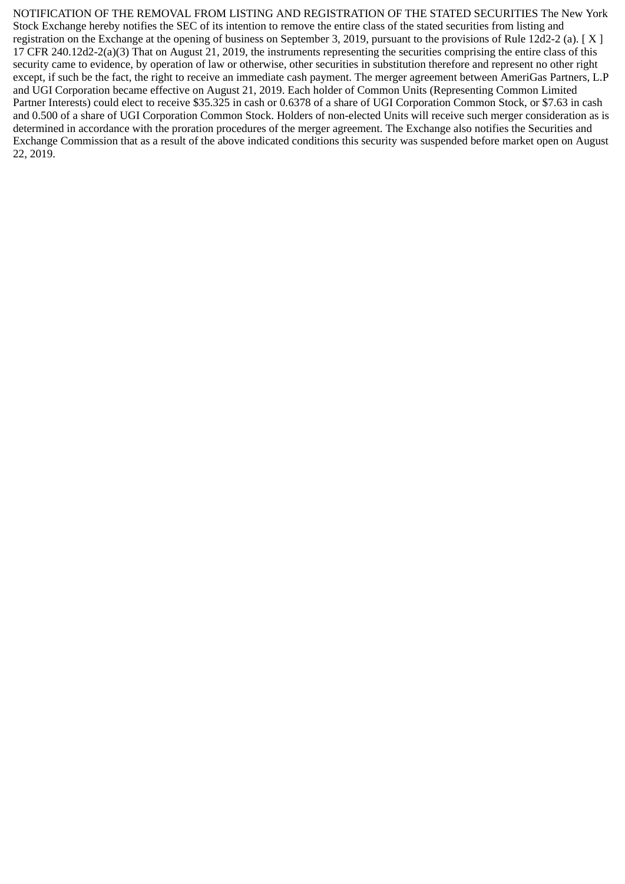NOTIFICATION OF THE REMOVAL FROM LISTING AND REGISTRATION OF THE STATED SECURITIES The New York Stock Exchange hereby notifies the SEC of its intention to remove the entire class of the stated securities from listing and registration on the Exchange at the opening of business on September 3, 2019, pursuant to the provisions of Rule 12d2-2 (a). [ X ] 17 CFR 240.12d2-2(a)(3) That on August 21, 2019, the instruments representing the securities comprising the entire class of this security came to evidence, by operation of law or otherwise, other securities in substitution therefore and represent no other right except, if such be the fact, the right to receive an immediate cash payment. The merger agreement between AmeriGas Partners, L.P and UGI Corporation became effective on August 21, 2019. Each holder of Common Units (Representing Common Limited Partner Interests) could elect to receive $35.325 in cash or 0.6378 of a share of UGI Corporation Common Stock, or $7.63 in cash and 0.500 of a share of UGI Corporation Common Stock. Holders of non-elected Units will receive such merger consideration as is determined in accordance with the proration procedures of the merger agreement. The Exchange also notifies the Securities and Exchange Commission that as a result of the above indicated conditions this security was suspended before market open on August 22, 2019.